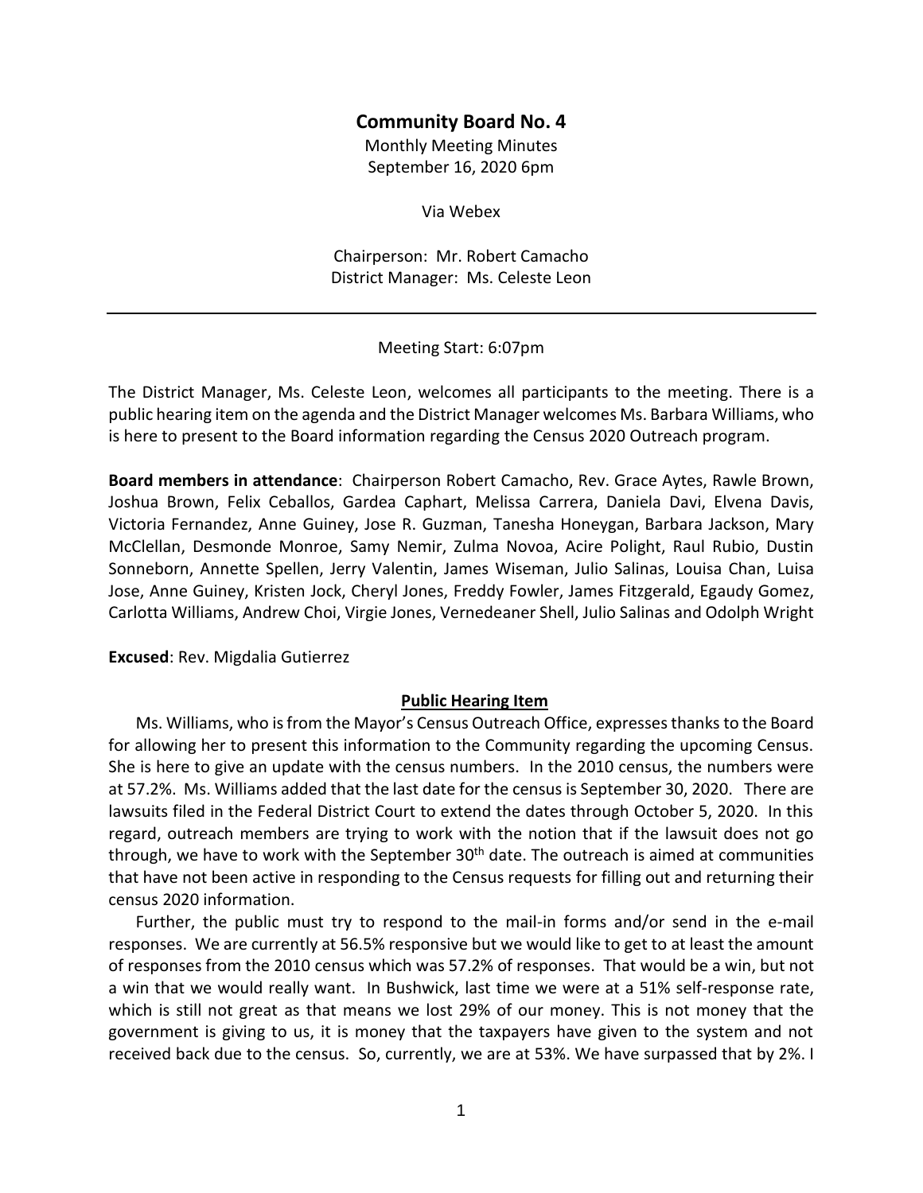# Community Board No. 4

Monthly Meeting Minutes
September 16, 2020 6pm

Via Webex

Chairperson: Mr. Robert Camacho
District Manager: Ms. Celeste Leon

---

Meeting Start: 6:07pm

The District Manager, Ms. Celeste Leon, welcomes all participants to the meeting. There is a public hearing item on the agenda and the District Manager welcomes Ms. Barbara Williams, who is here to present to the Board information regarding the Census 2020 Outreach program.

**Board members in attendance**: Chairperson Robert Camacho, Rev. Grace Aytes, Rawle Brown, Joshua Brown, Felix Ceballos, Gardea Caphart, Melissa Carrera, Daniela Davi, Elvena Davis, Victoria Fernandez, Anne Guiney, Jose R. Guzman, Tanesha Honeygan, Barbara Jackson, Mary McClellan, Desmonde Monroe, Samy Nemir, Zulma Novoa, Acire Polight, Raul Rubio, Dustin Sonneborn, Annette Spellen, Jerry Valentin, James Wiseman, Julio Salinas, Louisa Chan, Luisa Jose, Anne Guiney, Kristen Jock, Cheryl Jones, Freddy Fowler, James Fitzgerald, Egaudy Gomez, Carlotta Williams, Andrew Choi, Virgie Jones, Vernedeaner Shell, Julio Salinas and Odolph Wright

**Excused**: Rev. Migdalia Gutierrez

## Public Hearing Item

Ms. Williams, who is from the Mayor's Census Outreach Office, expresses thanks to the Board for allowing her to present this information to the Community regarding the upcoming Census. She is here to give an update with the census numbers. In the 2010 census, the numbers were at 57.2%. Ms. Williams added that the last date for the census is September 30, 2020. There are lawsuits filed in the Federal District Court to extend the dates through October 5, 2020. In this regard, outreach members are trying to work with the notion that if the lawsuit does not go through, we have to work with the September 30th date. The outreach is aimed at communities that have not been active in responding to the Census requests for filling out and returning their census 2020 information.

Further, the public must try to respond to the mail-in forms and/or send in the e-mail responses. We are currently at 56.5% responsive but we would like to get to at least the amount of responses from the 2010 census which was 57.2% of responses. That would be a win, but not a win that we would really want. In Bushwick, last time we were at a 51% self-response rate, which is still not great as that means we lost 29% of our money. This is not money that the government is giving to us, it is money that the taxpayers have given to the system and not received back due to the census. So, currently, we are at 53%. We have surpassed that by 2%. I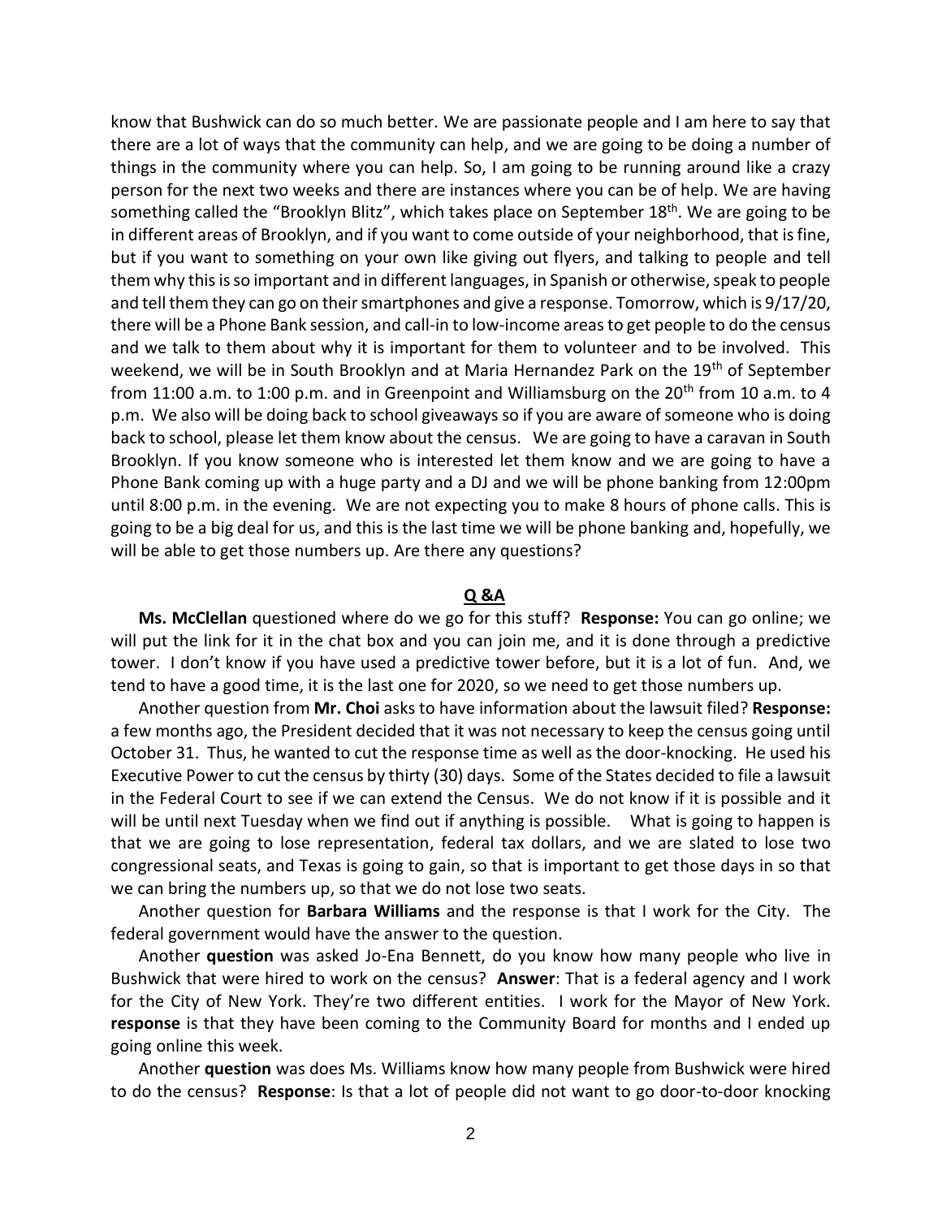know that Bushwick can do so much better. We are passionate people and I am here to say that there are a lot of ways that the community can help, and we are going to be doing a number of things in the community where you can help. So, I am going to be running around like a crazy person for the next two weeks and there are instances where you can be of help. We are having something called the "Brooklyn Blitz", which takes place on September 18th. We are going to be in different areas of Brooklyn, and if you want to come outside of your neighborhood, that is fine, but if you want to something on your own like giving out flyers, and talking to people and tell them why this is so important and in different languages, in Spanish or otherwise, speak to people and tell them they can go on their smartphones and give a response. Tomorrow, which is 9/17/20, there will be a Phone Bank session, and call-in to low-income areas to get people to do the census and we talk to them about why it is important for them to volunteer and to be involved. This weekend, we will be in South Brooklyn and at Maria Hernandez Park on the 19th of September from 11:00 a.m. to 1:00 p.m. and in Greenpoint and Williamsburg on the 20th from 10 a.m. to 4 p.m. We also will be doing back to school giveaways so if you are aware of someone who is doing back to school, please let them know about the census. We are going to have a caravan in South Brooklyn. If you know someone who is interested let them know and we are going to have a Phone Bank coming up with a huge party and a DJ and we will be phone banking from 12:00pm until 8:00 p.m. in the evening. We are not expecting you to make 8 hours of phone calls. This is going to be a big deal for us, and this is the last time we will be phone banking and, hopefully, we will be able to get those numbers up. Are there any questions?

## Q &A

**Ms. McClellan** questioned where do we go for this stuff? **Response:** You can go online; we will put the link for it in the chat box and you can join me, and it is done through a predictive tower. I don't know if you have used a predictive tower before, but it is a lot of fun. And, we tend to have a good time, it is the last one for 2020, so we need to get those numbers up.

Another question from **Mr. Choi** asks to have information about the lawsuit filed? **Response:** a few months ago, the President decided that it was not necessary to keep the census going until October 31. Thus, he wanted to cut the response time as well as the door-knocking. He used his Executive Power to cut the census by thirty (30) days. Some of the States decided to file a lawsuit in the Federal Court to see if we can extend the Census. We do not know if it is possible and it will be until next Tuesday when we find out if anything is possible. What is going to happen is that we are going to lose representation, federal tax dollars, and we are slated to lose two congressional seats, and Texas is going to gain, so that is important to get those days in so that we can bring the numbers up, so that we do not lose two seats.

Another question for **Barbara Williams** and the response is that I work for the City. The federal government would have the answer to the question.

Another **question** was asked Jo-Ena Bennett, do you know how many people who live in Bushwick that were hired to work on the census? **Answer**: That is a federal agency and I work for the City of New York. They're two different entities. I work for the Mayor of New York. **response** is that they have been coming to the Community Board for months and I ended up going online this week.

Another **question** was does Ms. Williams know how many people from Bushwick were hired to do the census? **Response**: Is that a lot of people did not want to go door-to-door knocking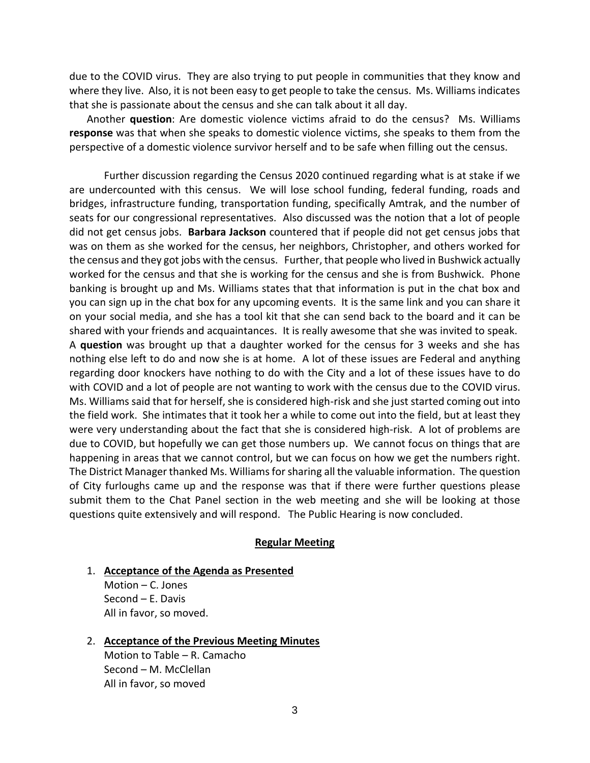due to the COVID virus. They are also trying to put people in communities that they know and where they live. Also, it is not been easy to get people to take the census. Ms. Williams indicates that she is passionate about the census and she can talk about it all day.

Another **question**: Are domestic violence victims afraid to do the census? Ms. Williams **response** was that when she speaks to domestic violence victims, she speaks to them from the perspective of a domestic violence survivor herself and to be safe when filling out the census.

Further discussion regarding the Census 2020 continued regarding what is at stake if we are undercounted with this census. We will lose school funding, federal funding, roads and bridges, infrastructure funding, transportation funding, specifically Amtrak, and the number of seats for our congressional representatives. Also discussed was the notion that a lot of people did not get census jobs. **Barbara Jackson** countered that if people did not get census jobs that was on them as she worked for the census, her neighbors, Christopher, and others worked for the census and they got jobs with the census. Further, that people who lived in Bushwick actually worked for the census and that she is working for the census and she is from Bushwick. Phone banking is brought up and Ms. Williams states that that information is put in the chat box and you can sign up in the chat box for any upcoming events. It is the same link and you can share it on your social media, and she has a tool kit that she can send back to the board and it can be shared with your friends and acquaintances. It is really awesome that she was invited to speak. A **question** was brought up that a daughter worked for the census for 3 weeks and she has nothing else left to do and now she is at home. A lot of these issues are Federal and anything regarding door knockers have nothing to do with the City and a lot of these issues have to do with COVID and a lot of people are not wanting to work with the census due to the COVID virus. Ms. Williams said that for herself, she is considered high-risk and she just started coming out into the field work. She intimates that it took her a while to come out into the field, but at least they were very understanding about the fact that she is considered high-risk. A lot of problems are due to COVID, but hopefully we can get those numbers up. We cannot focus on things that are happening in areas that we cannot control, but we can focus on how we get the numbers right. The District Manager thanked Ms. Williams for sharing all the valuable information. The question of City furloughs came up and the response was that if there were further questions please submit them to the Chat Panel section in the web meeting and she will be looking at those questions quite extensively and will respond. The Public Hearing is now concluded.

## Regular Meeting

1. **Acceptance of the Agenda as Presented**
   Motion – C. Jones
   Second – E. Davis
   All in favor, so moved.

2. **Acceptance of the Previous Meeting Minutes**
   Motion to Table – R. Camacho
   Second – M. McClellan
   All in favor, so moved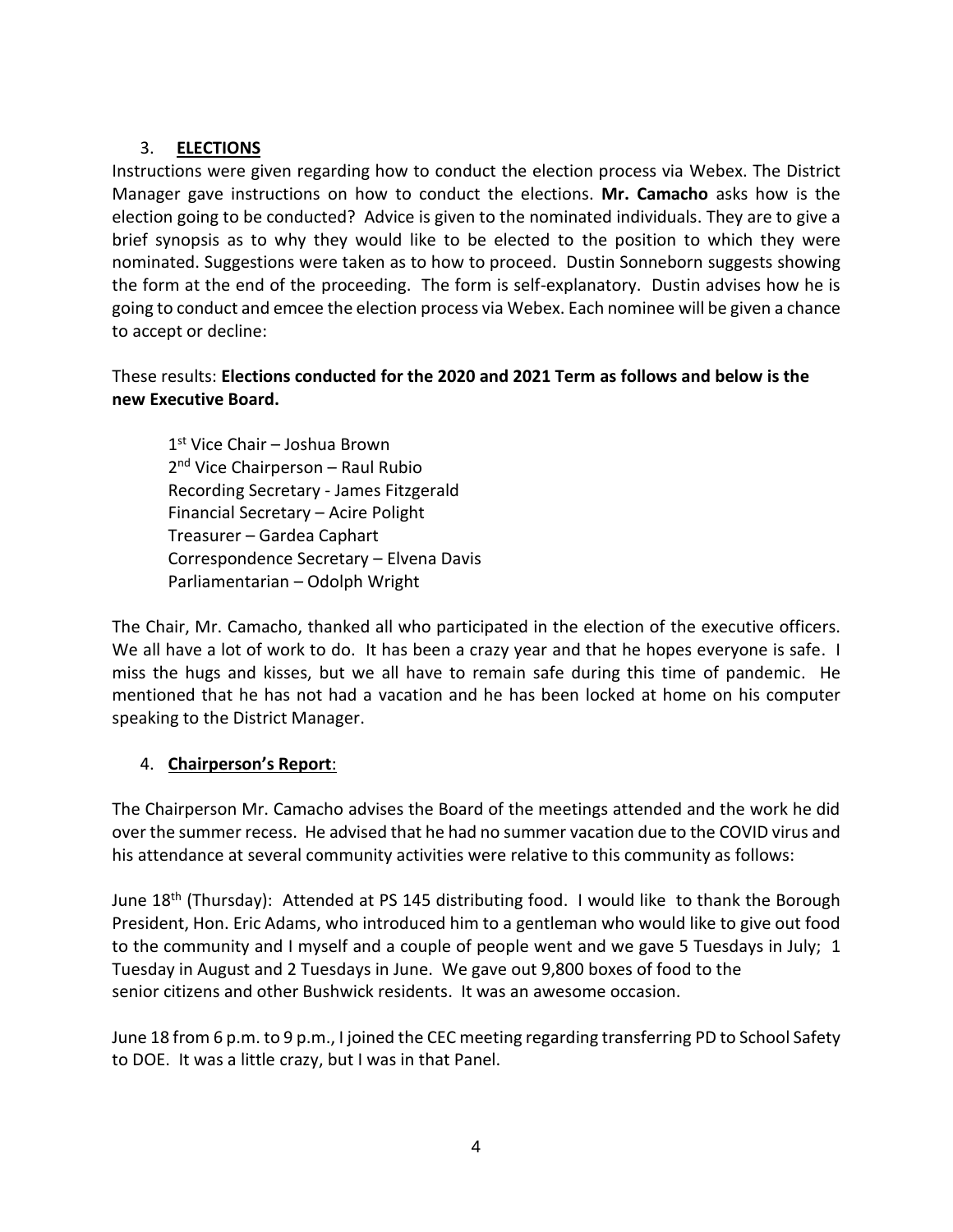3. **ELECTIONS**

Instructions were given regarding how to conduct the election process via Webex. The District Manager gave instructions on how to conduct the elections. **Mr. Camacho** asks how is the election going to be conducted? Advice is given to the nominated individuals. They are to give a brief synopsis as to why they would like to be elected to the position to which they were nominated. Suggestions were taken as to how to proceed. Dustin Sonneborn suggests showing the form at the end of the proceeding. The form is self-explanatory. Dustin advises how he is going to conduct and emcee the election process via Webex. Each nominee will be given a chance to accept or decline:

These results: **Elections conducted for the 2020 and 2021 Term as follows and below is the new Executive Board.**

1st Vice Chair – Joshua Brown
2nd Vice Chairperson – Raul Rubio
Recording Secretary - James Fitzgerald
Financial Secretary – Acire Polight
Treasurer – Gardea Caphart
Correspondence Secretary – Elvena Davis
Parliamentarian – Odolph Wright

The Chair, Mr. Camacho, thanked all who participated in the election of the executive officers. We all have a lot of work to do. It has been a crazy year and that he hopes everyone is safe. I miss the hugs and kisses, but we all have to remain safe during this time of pandemic. He mentioned that he has not had a vacation and he has been locked at home on his computer speaking to the District Manager.

4. **Chairperson's Report**:

The Chairperson Mr. Camacho advises the Board of the meetings attended and the work he did over the summer recess. He advised that he had no summer vacation due to the COVID virus and his attendance at several community activities were relative to this community as follows:

June 18th (Thursday): Attended at PS 145 distributing food. I would like to thank the Borough President, Hon. Eric Adams, who introduced him to a gentleman who would like to give out food to the community and I myself and a couple of people went and we gave 5 Tuesdays in July; 1 Tuesday in August and 2 Tuesdays in June. We gave out 9,800 boxes of food to the senior citizens and other Bushwick residents. It was an awesome occasion.

June 18 from 6 p.m. to 9 p.m., I joined the CEC meeting regarding transferring PD to School Safety to DOE. It was a little crazy, but I was in that Panel.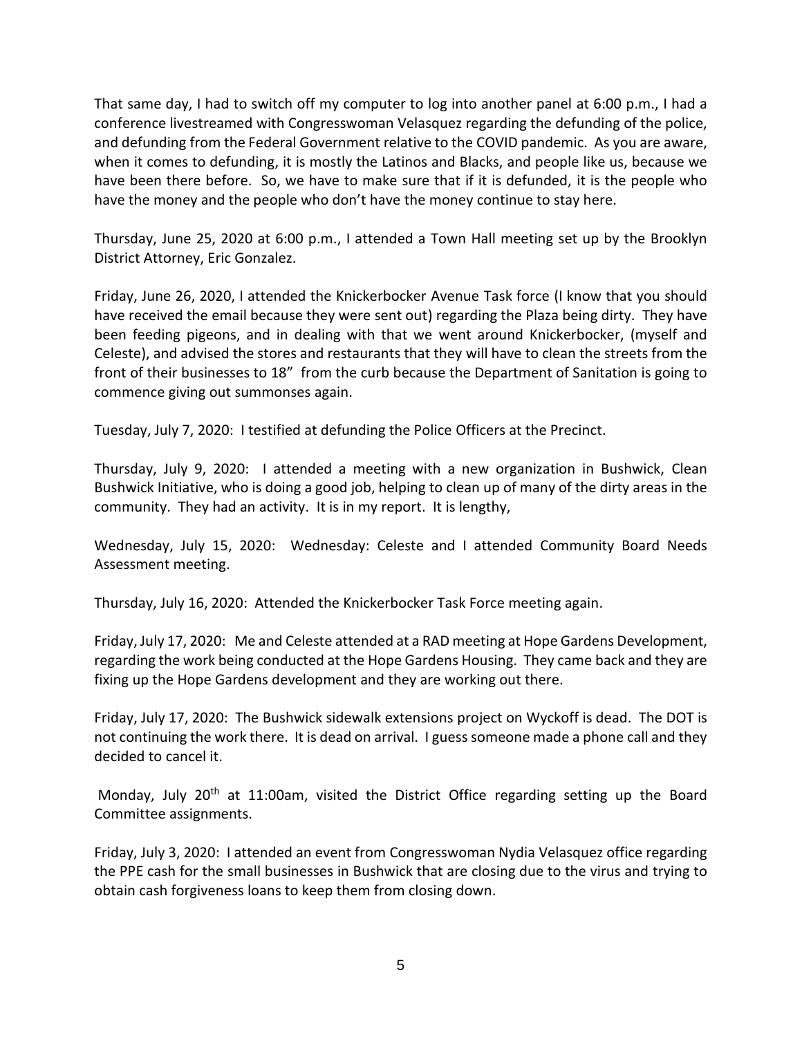That same day, I had to switch off my computer to log into another panel at 6:00 p.m., I had a conference livestreamed with Congresswoman Velasquez regarding the defunding of the police, and defunding from the Federal Government relative to the COVID pandemic. As you are aware, when it comes to defunding, it is mostly the Latinos and Blacks, and people like us, because we have been there before. So, we have to make sure that if it is defunded, it is the people who have the money and the people who don't have the money continue to stay here.

Thursday, June 25, 2020 at 6:00 p.m., I attended a Town Hall meeting set up by the Brooklyn District Attorney, Eric Gonzalez.

Friday, June 26, 2020, I attended the Knickerbocker Avenue Task force (I know that you should have received the email because they were sent out) regarding the Plaza being dirty. They have been feeding pigeons, and in dealing with that we went around Knickerbocker, (myself and Celeste), and advised the stores and restaurants that they will have to clean the streets from the front of their businesses to 18" from the curb because the Department of Sanitation is going to commence giving out summonses again.

Tuesday, July 7, 2020: I testified at defunding the Police Officers at the Precinct.

Thursday, July 9, 2020: I attended a meeting with a new organization in Bushwick, Clean Bushwick Initiative, who is doing a good job, helping to clean up of many of the dirty areas in the community. They had an activity. It is in my report. It is lengthy,

Wednesday, July 15, 2020: Wednesday: Celeste and I attended Community Board Needs Assessment meeting.

Thursday, July 16, 2020: Attended the Knickerbocker Task Force meeting again.

Friday, July 17, 2020: Me and Celeste attended at a RAD meeting at Hope Gardens Development, regarding the work being conducted at the Hope Gardens Housing. They came back and they are fixing up the Hope Gardens development and they are working out there.

Friday, July 17, 2020: The Bushwick sidewalk extensions project on Wyckoff is dead. The DOT is not continuing the work there. It is dead on arrival. I guess someone made a phone call and they decided to cancel it.

Monday, July 20th at 11:00am, visited the District Office regarding setting up the Board Committee assignments.

Friday, July 3, 2020: I attended an event from Congresswoman Nydia Velasquez office regarding the PPE cash for the small businesses in Bushwick that are closing due to the virus and trying to obtain cash forgiveness loans to keep them from closing down.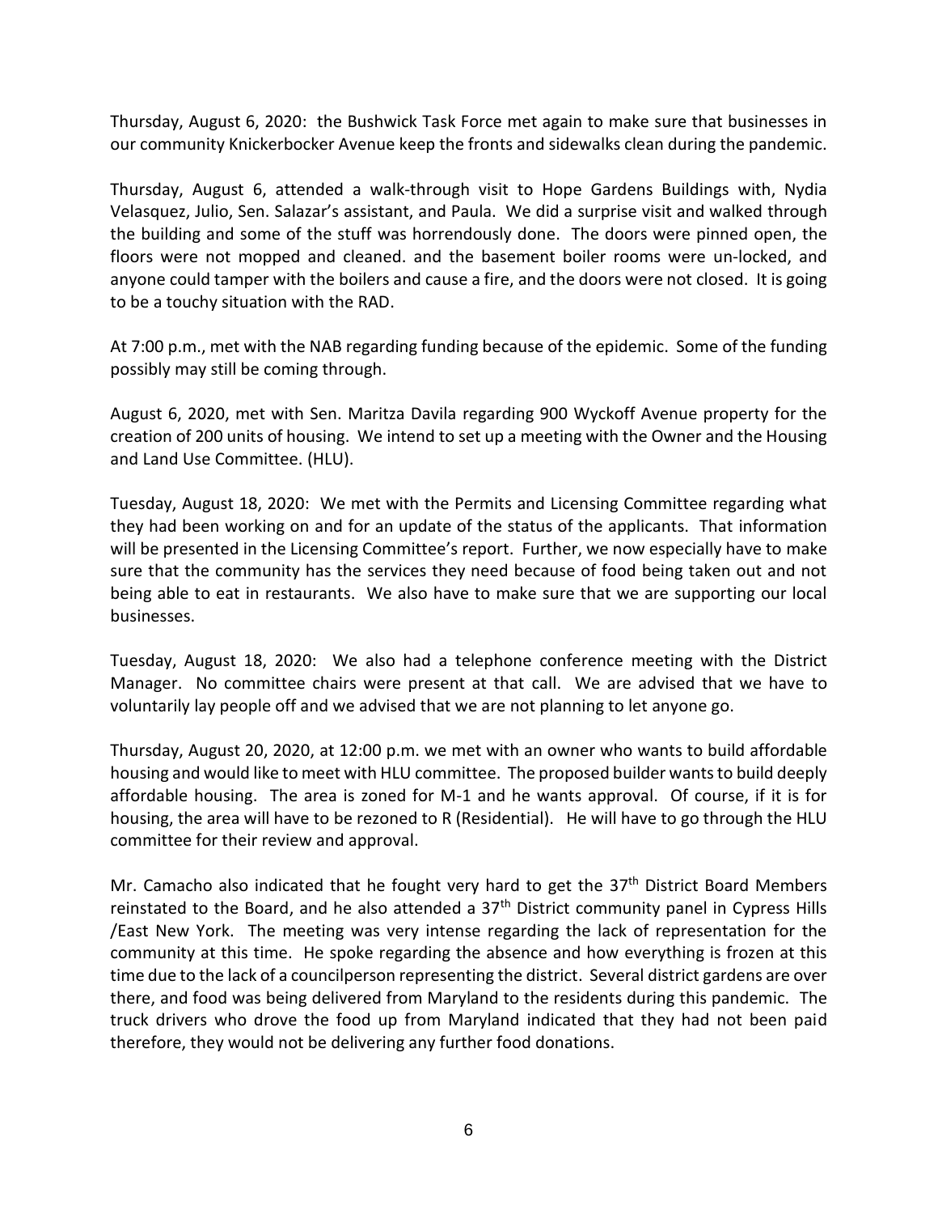Thursday, August 6, 2020: the Bushwick Task Force met again to make sure that businesses in our community Knickerbocker Avenue keep the fronts and sidewalks clean during the pandemic.

Thursday, August 6, attended a walk-through visit to Hope Gardens Buildings with, Nydia Velasquez, Julio, Sen. Salazar's assistant, and Paula. We did a surprise visit and walked through the building and some of the stuff was horrendously done. The doors were pinned open, the floors were not mopped and cleaned. and the basement boiler rooms were un-locked, and anyone could tamper with the boilers and cause a fire, and the doors were not closed. It is going to be a touchy situation with the RAD.

At 7:00 p.m., met with the NAB regarding funding because of the epidemic. Some of the funding possibly may still be coming through.

August 6, 2020, met with Sen. Maritza Davila regarding 900 Wyckoff Avenue property for the creation of 200 units of housing. We intend to set up a meeting with the Owner and the Housing and Land Use Committee. (HLU).

Tuesday, August 18, 2020: We met with the Permits and Licensing Committee regarding what they had been working on and for an update of the status of the applicants. That information will be presented in the Licensing Committee's report. Further, we now especially have to make sure that the community has the services they need because of food being taken out and not being able to eat in restaurants. We also have to make sure that we are supporting our local businesses.

Tuesday, August 18, 2020: We also had a telephone conference meeting with the District Manager. No committee chairs were present at that call. We are advised that we have to voluntarily lay people off and we advised that we are not planning to let anyone go.

Thursday, August 20, 2020, at 12:00 p.m. we met with an owner who wants to build affordable housing and would like to meet with HLU committee. The proposed builder wants to build deeply affordable housing. The area is zoned for M-1 and he wants approval. Of course, if it is for housing, the area will have to be rezoned to R (Residential). He will have to go through the HLU committee for their review and approval.

Mr. Camacho also indicated that he fought very hard to get the 37th District Board Members reinstated to the Board, and he also attended a 37th District community panel in Cypress Hills /East New York. The meeting was very intense regarding the lack of representation for the community at this time. He spoke regarding the absence and how everything is frozen at this time due to the lack of a councilperson representing the district. Several district gardens are over there, and food was being delivered from Maryland to the residents during this pandemic. The truck drivers who drove the food up from Maryland indicated that they had not been paid therefore, they would not be delivering any further food donations.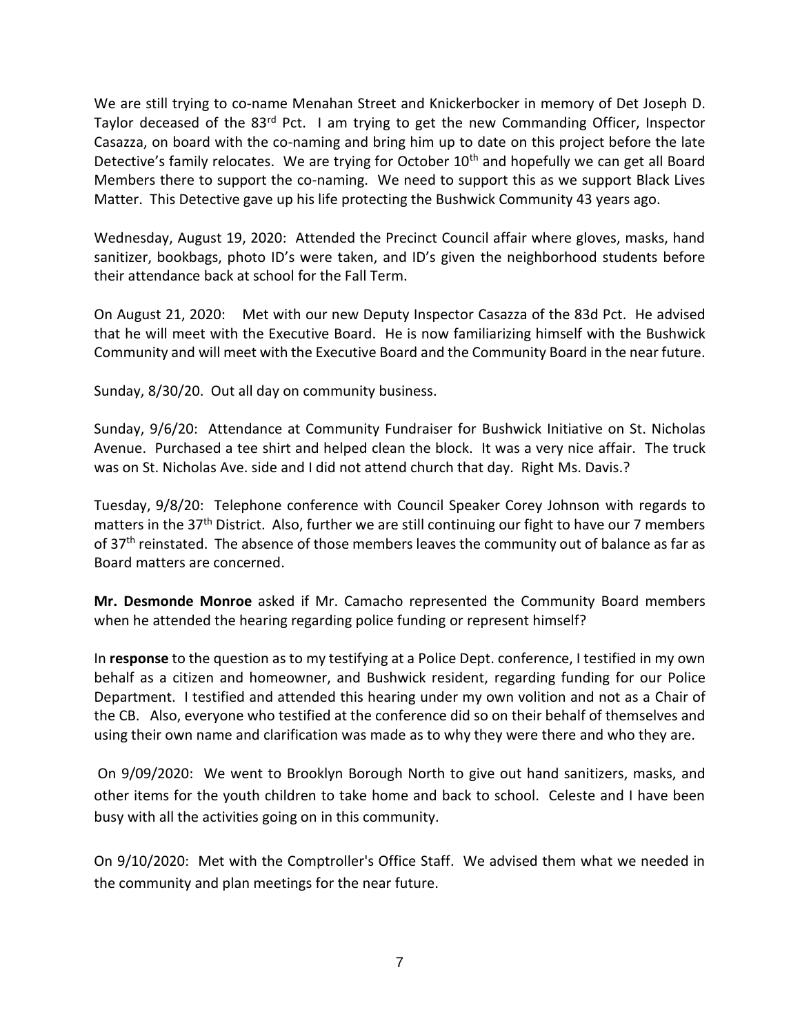We are still trying to co-name Menahan Street and Knickerbocker in memory of Det Joseph D. Taylor deceased of the 83rd Pct. I am trying to get the new Commanding Officer, Inspector Casazza, on board with the co-naming and bring him up to date on this project before the late Detective's family relocates. We are trying for October 10th and hopefully we can get all Board Members there to support the co-naming. We need to support this as we support Black Lives Matter. This Detective gave up his life protecting the Bushwick Community 43 years ago.

Wednesday, August 19, 2020: Attended the Precinct Council affair where gloves, masks, hand sanitizer, bookbags, photo ID's were taken, and ID's given the neighborhood students before their attendance back at school for the Fall Term.

On August 21, 2020: Met with our new Deputy Inspector Casazza of the 83d Pct. He advised that he will meet with the Executive Board. He is now familiarizing himself with the Bushwick Community and will meet with the Executive Board and the Community Board in the near future.

Sunday, 8/30/20. Out all day on community business.

Sunday, 9/6/20: Attendance at Community Fundraiser for Bushwick Initiative on St. Nicholas Avenue. Purchased a tee shirt and helped clean the block. It was a very nice affair. The truck was on St. Nicholas Ave. side and I did not attend church that day. Right Ms. Davis.?

Tuesday, 9/8/20: Telephone conference with Council Speaker Corey Johnson with regards to matters in the 37th District. Also, further we are still continuing our fight to have our 7 members of 37th reinstated. The absence of those members leaves the community out of balance as far as Board matters are concerned.

**Mr. Desmonde Monroe** asked if Mr. Camacho represented the Community Board members when he attended the hearing regarding police funding or represent himself?

In **response** to the question as to my testifying at a Police Dept. conference, I testified in my own behalf as a citizen and homeowner, and Bushwick resident, regarding funding for our Police Department. I testified and attended this hearing under my own volition and not as a Chair of the CB. Also, everyone who testified at the conference did so on their behalf of themselves and using their own name and clarification was made as to why they were there and who they are.

On 9/09/2020: We went to Brooklyn Borough North to give out hand sanitizers, masks, and other items for the youth children to take home and back to school. Celeste and I have been busy with all the activities going on in this community.

On 9/10/2020: Met with the Comptroller's Office Staff. We advised them what we needed in the community and plan meetings for the near future.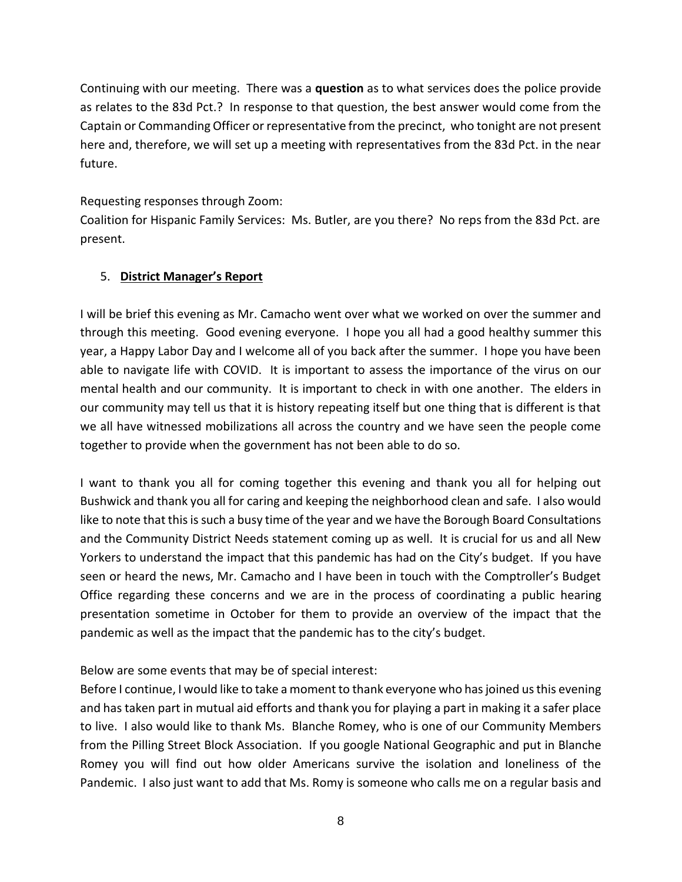Continuing with our meeting. There was a **question** as to what services does the police provide as relates to the 83d Pct.? In response to that question, the best answer would come from the Captain or Commanding Officer or representative from the precinct, who tonight are not present here and, therefore, we will set up a meeting with representatives from the 83d Pct. in the near future.

Requesting responses through Zoom:
Coalition for Hispanic Family Services: Ms. Butler, are you there? No reps from the 83d Pct. are present.

5. **District Manager's Report**

I will be brief this evening as Mr. Camacho went over what we worked on over the summer and through this meeting. Good evening everyone. I hope you all had a good healthy summer this year, a Happy Labor Day and I welcome all of you back after the summer. I hope you have been able to navigate life with COVID. It is important to assess the importance of the virus on our mental health and our community. It is important to check in with one another. The elders in our community may tell us that it is history repeating itself but one thing that is different is that we all have witnessed mobilizations all across the country and we have seen the people come together to provide when the government has not been able to do so.

I want to thank you all for coming together this evening and thank you all for helping out Bushwick and thank you all for caring and keeping the neighborhood clean and safe. I also would like to note that this is such a busy time of the year and we have the Borough Board Consultations and the Community District Needs statement coming up as well. It is crucial for us and all New Yorkers to understand the impact that this pandemic has had on the City's budget. If you have seen or heard the news, Mr. Camacho and I have been in touch with the Comptroller's Budget Office regarding these concerns and we are in the process of coordinating a public hearing presentation sometime in October for them to provide an overview of the impact that the pandemic as well as the impact that the pandemic has to the city's budget.

Below are some events that may be of special interest:
Before I continue, I would like to take a moment to thank everyone who has joined us this evening and has taken part in mutual aid efforts and thank you for playing a part in making it a safer place to live. I also would like to thank Ms. Blanche Romey, who is one of our Community Members from the Pilling Street Block Association. If you google National Geographic and put in Blanche Romey you will find out how older Americans survive the isolation and loneliness of the Pandemic. I also just want to add that Ms. Romy is someone who calls me on a regular basis and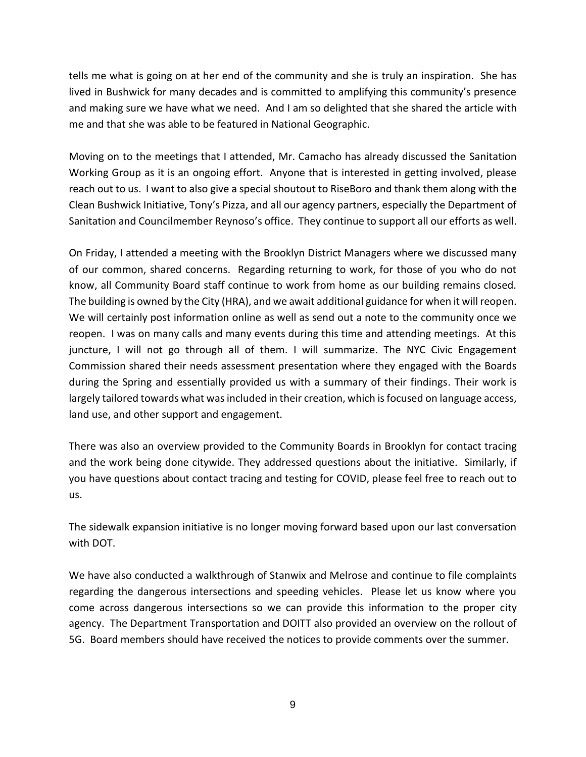tells me what is going on at her end of the community and she is truly an inspiration. She has lived in Bushwick for many decades and is committed to amplifying this community's presence and making sure we have what we need. And I am so delighted that she shared the article with me and that she was able to be featured in National Geographic.

Moving on to the meetings that I attended, Mr. Camacho has already discussed the Sanitation Working Group as it is an ongoing effort. Anyone that is interested in getting involved, please reach out to us. I want to also give a special shoutout to RiseBoro and thank them along with the Clean Bushwick Initiative, Tony's Pizza, and all our agency partners, especially the Department of Sanitation and Councilmember Reynoso's office. They continue to support all our efforts as well.

On Friday, I attended a meeting with the Brooklyn District Managers where we discussed many of our common, shared concerns. Regarding returning to work, for those of you who do not know, all Community Board staff continue to work from home as our building remains closed. The building is owned by the City (HRA), and we await additional guidance for when it will reopen. We will certainly post information online as well as send out a note to the community once we reopen. I was on many calls and many events during this time and attending meetings. At this juncture, I will not go through all of them. I will summarize. The NYC Civic Engagement Commission shared their needs assessment presentation where they engaged with the Boards during the Spring and essentially provided us with a summary of their findings. Their work is largely tailored towards what was included in their creation, which is focused on language access, land use, and other support and engagement.

There was also an overview provided to the Community Boards in Brooklyn for contact tracing and the work being done citywide. They addressed questions about the initiative. Similarly, if you have questions about contact tracing and testing for COVID, please feel free to reach out to us.

The sidewalk expansion initiative is no longer moving forward based upon our last conversation with DOT.

We have also conducted a walkthrough of Stanwix and Melrose and continue to file complaints regarding the dangerous intersections and speeding vehicles. Please let us know where you come across dangerous intersections so we can provide this information to the proper city agency. The Department Transportation and DOITT also provided an overview on the rollout of 5G. Board members should have received the notices to provide comments over the summer.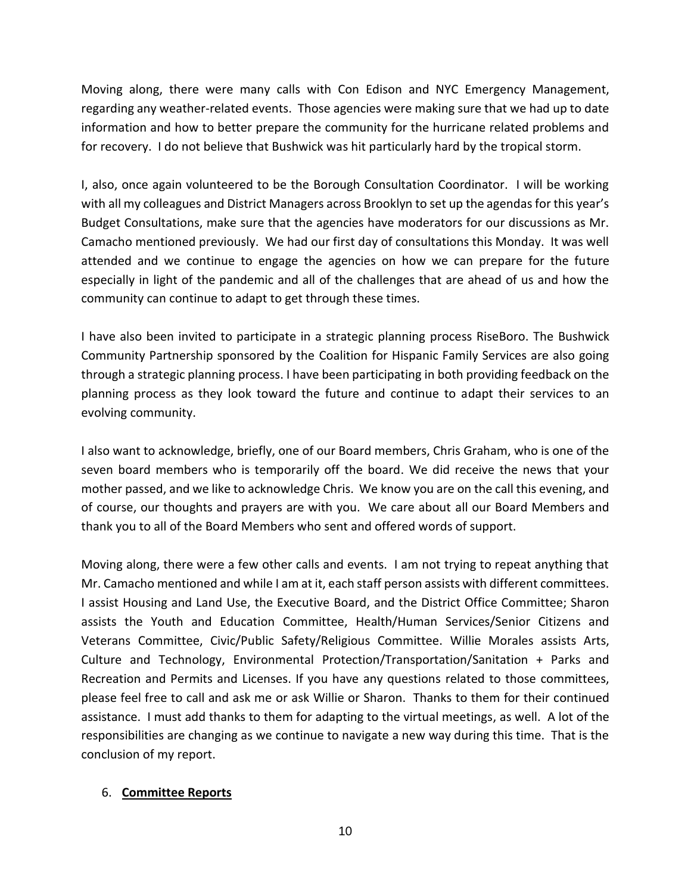Moving along, there were many calls with Con Edison and NYC Emergency Management, regarding any weather-related events. Those agencies were making sure that we had up to date information and how to better prepare the community for the hurricane related problems and for recovery. I do not believe that Bushwick was hit particularly hard by the tropical storm.

I, also, once again volunteered to be the Borough Consultation Coordinator. I will be working with all my colleagues and District Managers across Brooklyn to set up the agendas for this year's Budget Consultations, make sure that the agencies have moderators for our discussions as Mr. Camacho mentioned previously. We had our first day of consultations this Monday. It was well attended and we continue to engage the agencies on how we can prepare for the future especially in light of the pandemic and all of the challenges that are ahead of us and how the community can continue to adapt to get through these times.

I have also been invited to participate in a strategic planning process RiseBoro. The Bushwick Community Partnership sponsored by the Coalition for Hispanic Family Services are also going through a strategic planning process. I have been participating in both providing feedback on the planning process as they look toward the future and continue to adapt their services to an evolving community.

I also want to acknowledge, briefly, one of our Board members, Chris Graham, who is one of the seven board members who is temporarily off the board. We did receive the news that your mother passed, and we like to acknowledge Chris. We know you are on the call this evening, and of course, our thoughts and prayers are with you. We care about all our Board Members and thank you to all of the Board Members who sent and offered words of support.

Moving along, there were a few other calls and events. I am not trying to repeat anything that Mr. Camacho mentioned and while I am at it, each staff person assists with different committees. I assist Housing and Land Use, the Executive Board, and the District Office Committee; Sharon assists the Youth and Education Committee, Health/Human Services/Senior Citizens and Veterans Committee, Civic/Public Safety/Religious Committee. Willie Morales assists Arts, Culture and Technology, Environmental Protection/Transportation/Sanitation + Parks and Recreation and Permits and Licenses. If you have any questions related to those committees, please feel free to call and ask me or ask Willie or Sharon. Thanks to them for their continued assistance. I must add thanks to them for adapting to the virtual meetings, as well. A lot of the responsibilities are changing as we continue to navigate a new way during this time. That is the conclusion of my report.

6. **Committee Reports**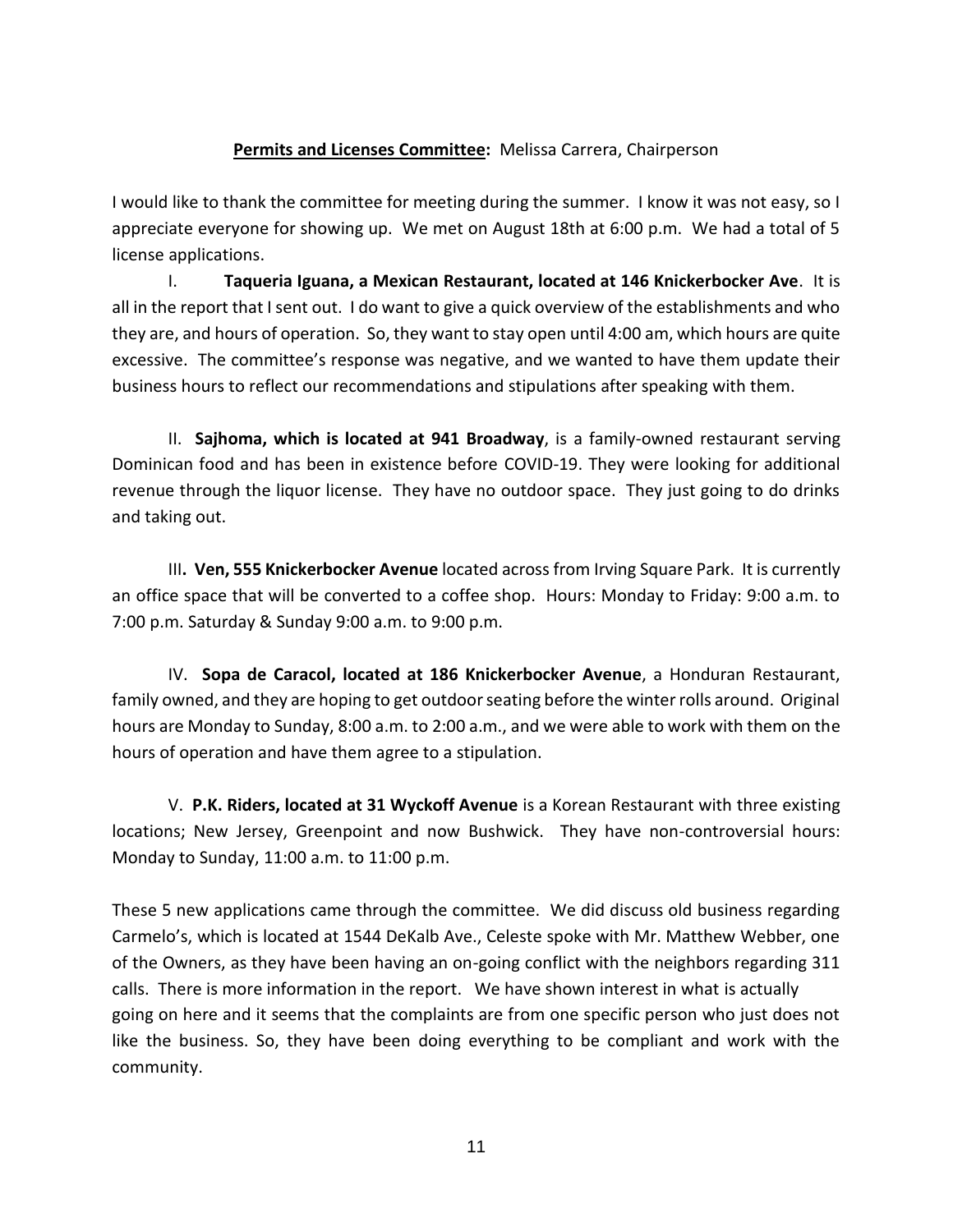**<u>Permits and Licenses Committee:</u>** Melissa Carrera, Chairperson

I would like to thank the committee for meeting during the summer. I know it was not easy, so I appreciate everyone for showing up. We met on August 18th at 6:00 p.m. We had a total of 5 license applications.

I. **Taqueria Iguana, a Mexican Restaurant, located at 146 Knickerbocker Ave**. It is all in the report that I sent out. I do want to give a quick overview of the establishments and who they are, and hours of operation. So, they want to stay open until 4:00 am, which hours are quite excessive. The committee's response was negative, and we wanted to have them update their business hours to reflect our recommendations and stipulations after speaking with them.

II. **Sajhoma, which is located at 941 Broadway**, is a family-owned restaurant serving Dominican food and has been in existence before COVID-19. They were looking for additional revenue through the liquor license. They have no outdoor space. They just going to do drinks and taking out.

III**. Ven, 555 Knickerbocker Avenue** located across from Irving Square Park. It is currently an office space that will be converted to a coffee shop. Hours: Monday to Friday: 9:00 a.m. to 7:00 p.m. Saturday & Sunday 9:00 a.m. to 9:00 p.m.

IV. **Sopa de Caracol, located at 186 Knickerbocker Avenue**, a Honduran Restaurant, family owned, and they are hoping to get outdoor seating before the winter rolls around. Original hours are Monday to Sunday, 8:00 a.m. to 2:00 a.m., and we were able to work with them on the hours of operation and have them agree to a stipulation.

V. **P.K. Riders, located at 31 Wyckoff Avenue** is a Korean Restaurant with three existing locations; New Jersey, Greenpoint and now Bushwick. They have non-controversial hours: Monday to Sunday, 11:00 a.m. to 11:00 p.m.

These 5 new applications came through the committee. We did discuss old business regarding Carmelo's, which is located at 1544 DeKalb Ave., Celeste spoke with Mr. Matthew Webber, one of the Owners, as they have been having an on-going conflict with the neighbors regarding 311 calls. There is more information in the report. We have shown interest in what is actually going on here and it seems that the complaints are from one specific person who just does not like the business. So, they have been doing everything to be compliant and work with the community.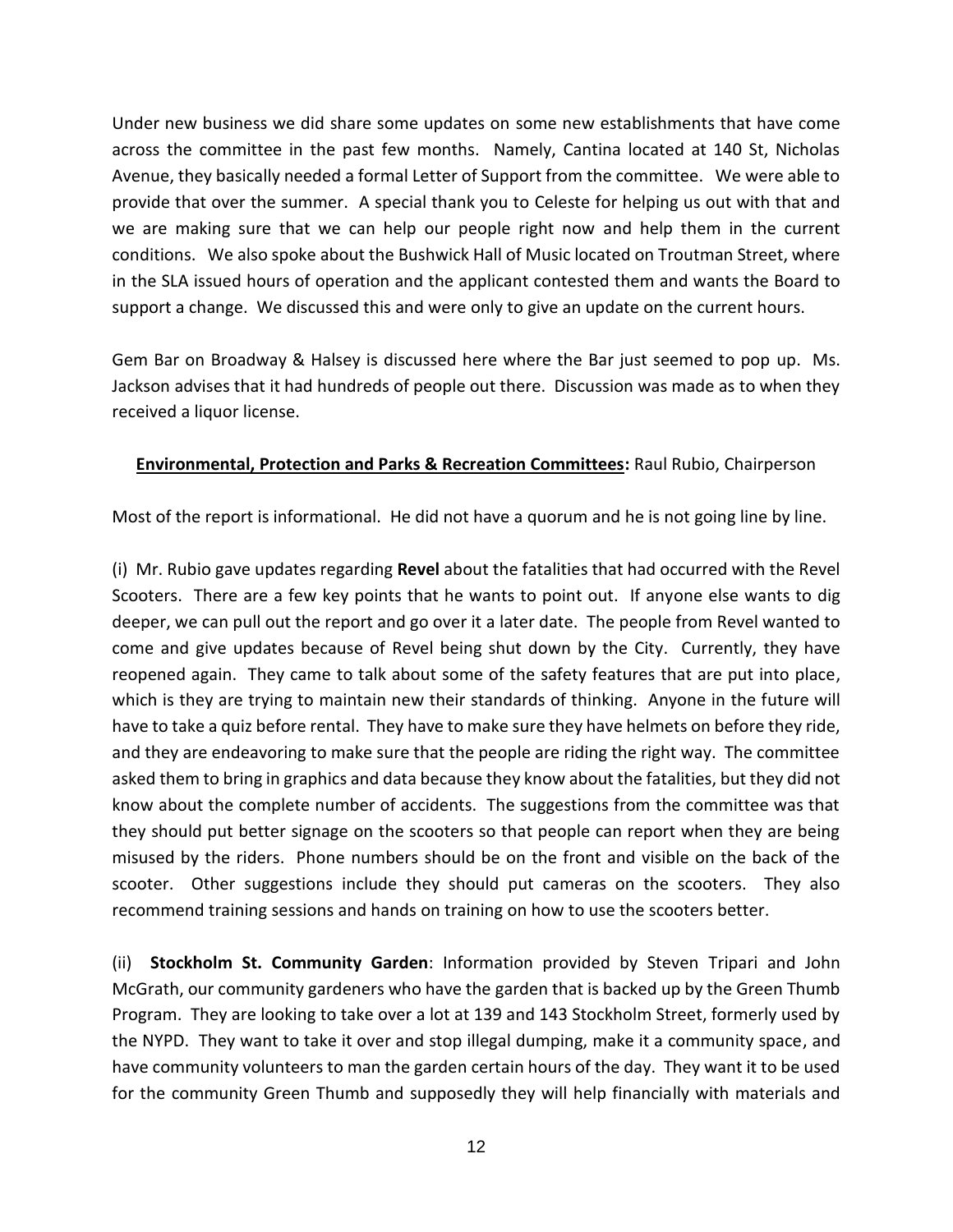Under new business we did share some updates on some new establishments that have come across the committee in the past few months. Namely, Cantina located at 140 St, Nicholas Avenue, they basically needed a formal Letter of Support from the committee. We were able to provide that over the summer. A special thank you to Celeste for helping us out with that and we are making sure that we can help our people right now and help them in the current conditions. We also spoke about the Bushwick Hall of Music located on Troutman Street, where in the SLA issued hours of operation and the applicant contested them and wants the Board to support a change. We discussed this and were only to give an update on the current hours.

Gem Bar on Broadway & Halsey is discussed here where the Bar just seemed to pop up. Ms. Jackson advises that it had hundreds of people out there. Discussion was made as to when they received a liquor license.

**Environmental, Protection and Parks & Recreation Committees:** Raul Rubio, Chairperson

Most of the report is informational. He did not have a quorum and he is not going line by line.

(i) Mr. Rubio gave updates regarding **Revel** about the fatalities that had occurred with the Revel Scooters. There are a few key points that he wants to point out. If anyone else wants to dig deeper, we can pull out the report and go over it a later date. The people from Revel wanted to come and give updates because of Revel being shut down by the City. Currently, they have reopened again. They came to talk about some of the safety features that are put into place, which is they are trying to maintain new their standards of thinking. Anyone in the future will have to take a quiz before rental. They have to make sure they have helmets on before they ride, and they are endeavoring to make sure that the people are riding the right way. The committee asked them to bring in graphics and data because they know about the fatalities, but they did not know about the complete number of accidents. The suggestions from the committee was that they should put better signage on the scooters so that people can report when they are being misused by the riders. Phone numbers should be on the front and visible on the back of the scooter. Other suggestions include they should put cameras on the scooters. They also recommend training sessions and hands on training on how to use the scooters better.

(ii) **Stockholm St. Community Garden**: Information provided by Steven Tripari and John McGrath, our community gardeners who have the garden that is backed up by the Green Thumb Program. They are looking to take over a lot at 139 and 143 Stockholm Street, formerly used by the NYPD. They want to take it over and stop illegal dumping, make it a community space, and have community volunteers to man the garden certain hours of the day. They want it to be used for the community Green Thumb and supposedly they will help financially with materials and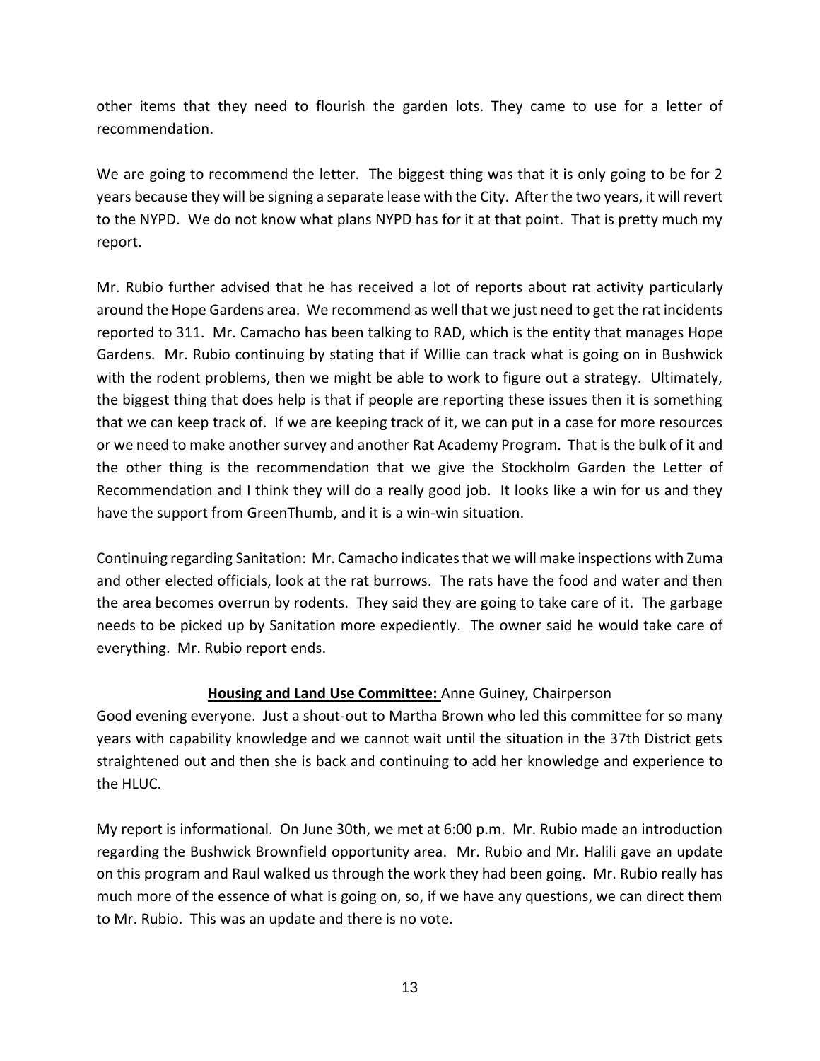other items that they need to flourish the garden lots. They came to use for a letter of recommendation.

We are going to recommend the letter. The biggest thing was that it is only going to be for 2 years because they will be signing a separate lease with the City. After the two years, it will revert to the NYPD. We do not know what plans NYPD has for it at that point. That is pretty much my report.

Mr. Rubio further advised that he has received a lot of reports about rat activity particularly around the Hope Gardens area. We recommend as well that we just need to get the rat incidents reported to 311. Mr. Camacho has been talking to RAD, which is the entity that manages Hope Gardens. Mr. Rubio continuing by stating that if Willie can track what is going on in Bushwick with the rodent problems, then we might be able to work to figure out a strategy. Ultimately, the biggest thing that does help is that if people are reporting these issues then it is something that we can keep track of. If we are keeping track of it, we can put in a case for more resources or we need to make another survey and another Rat Academy Program. That is the bulk of it and the other thing is the recommendation that we give the Stockholm Garden the Letter of Recommendation and I think they will do a really good job. It looks like a win for us and they have the support from GreenThumb, and it is a win-win situation.

Continuing regarding Sanitation: Mr. Camacho indicates that we will make inspections with Zuma and other elected officials, look at the rat burrows. The rats have the food and water and then the area becomes overrun by rodents. They said they are going to take care of it. The garbage needs to be picked up by Sanitation more expediently. The owner said he would take care of everything. Mr. Rubio report ends.

**Housing and Land Use Committee:** Anne Guiney, Chairperson

Good evening everyone. Just a shout-out to Martha Brown who led this committee for so many years with capability knowledge and we cannot wait until the situation in the 37th District gets straightened out and then she is back and continuing to add her knowledge and experience to the HLUC.

My report is informational. On June 30th, we met at 6:00 p.m. Mr. Rubio made an introduction regarding the Bushwick Brownfield opportunity area. Mr. Rubio and Mr. Halili gave an update on this program and Raul walked us through the work they had been going. Mr. Rubio really has much more of the essence of what is going on, so, if we have any questions, we can direct them to Mr. Rubio. This was an update and there is no vote.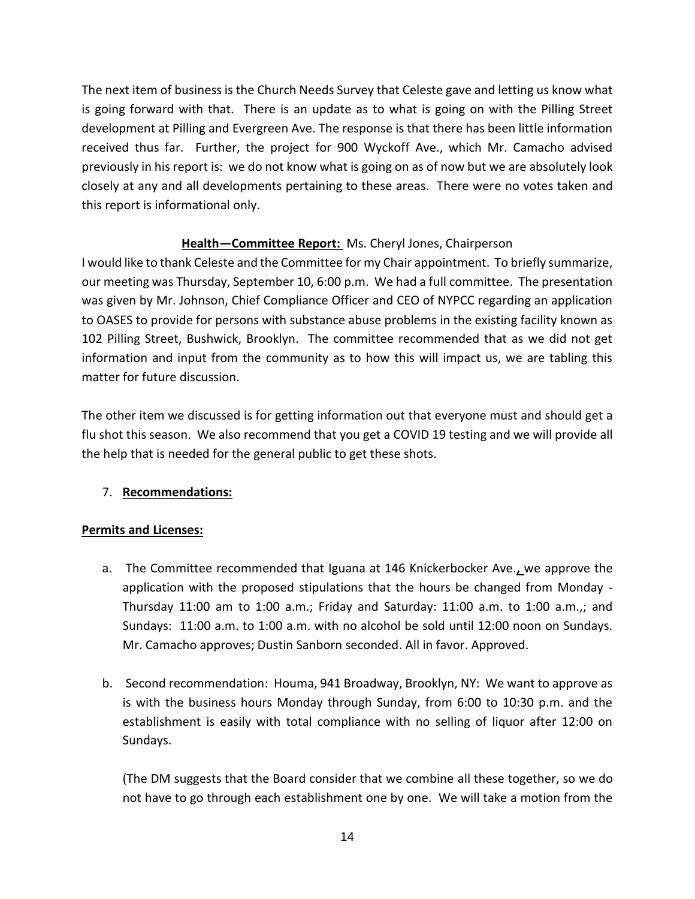The next item of business is the Church Needs Survey that Celeste gave and letting us know what is going forward with that. There is an update as to what is going on with the Pilling Street development at Pilling and Evergreen Ave. The response is that there has been little information received thus far. Further, the project for 900 Wyckoff Ave., which Mr. Camacho advised previously in his report is: we do not know what is going on as of now but we are absolutely look closely at any and all developments pertaining to these areas. There were no votes taken and this report is informational only.

**Health—Committee Report:** Ms. Cheryl Jones, Chairperson

I would like to thank Celeste and the Committee for my Chair appointment. To briefly summarize, our meeting was Thursday, September 10, 6:00 p.m. We had a full committee. The presentation was given by Mr. Johnson, Chief Compliance Officer and CEO of NYPCC regarding an application to OASES to provide for persons with substance abuse problems in the existing facility known as 102 Pilling Street, Bushwick, Brooklyn. The committee recommended that as we did not get information and input from the community as to how this will impact us, we are tabling this matter for future discussion.

The other item we discussed is for getting information out that everyone must and should get a flu shot this season. We also recommend that you get a COVID 19 testing and we will provide all the help that is needed for the general public to get these shots.

7. **Recommendations:**

**Permits and Licenses:**

a. The Committee recommended that Iguana at 146 Knickerbocker Ave., we approve the application with the proposed stipulations that the hours be changed from Monday - Thursday 11:00 am to 1:00 a.m.; Friday and Saturday: 11:00 a.m. to 1:00 a.m.,; and Sundays: 11:00 a.m. to 1:00 a.m. with no alcohol be sold until 12:00 noon on Sundays. Mr. Camacho approves; Dustin Sanborn seconded. All in favor. Approved.

b. Second recommendation: Houma, 941 Broadway, Brooklyn, NY: We want to approve as is with the business hours Monday through Sunday, from 6:00 to 10:30 p.m. and the establishment is easily with total compliance with no selling of liquor after 12:00 on Sundays.

(The DM suggests that the Board consider that we combine all these together, so we do not have to go through each establishment one by one. We will take a motion from the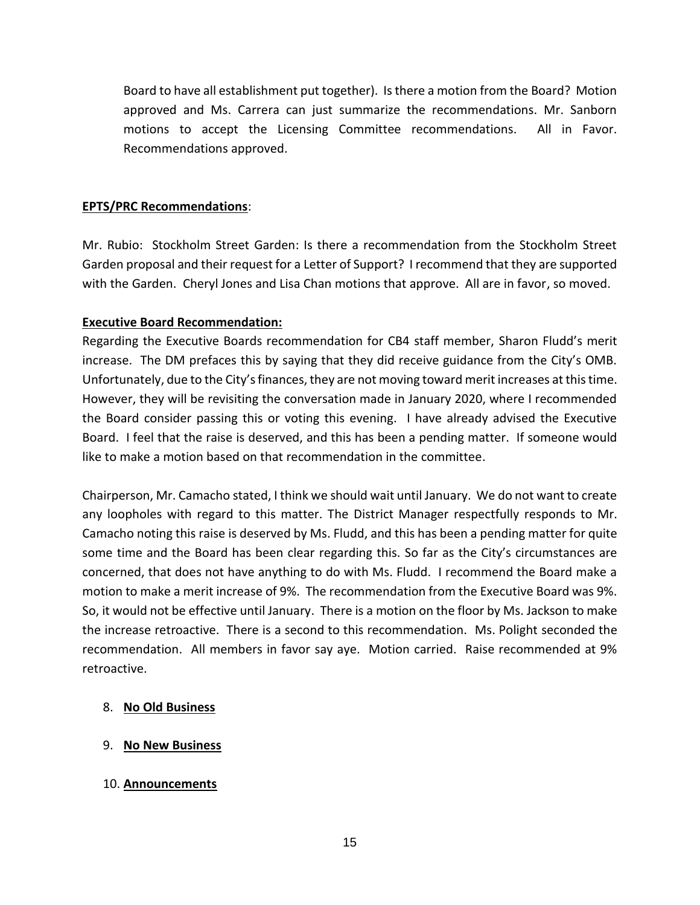Board to have all establishment put together). Is there a motion from the Board? Motion approved and Ms. Carrera can just summarize the recommendations. Mr. Sanborn motions to accept the Licensing Committee recommendations. All in Favor. Recommendations approved.

**EPTS/PRC Recommendations**:

Mr. Rubio: Stockholm Street Garden: Is there a recommendation from the Stockholm Street Garden proposal and their request for a Letter of Support? I recommend that they are supported with the Garden. Cheryl Jones and Lisa Chan motions that approve. All are in favor, so moved.

**Executive Board Recommendation:**

Regarding the Executive Boards recommendation for CB4 staff member, Sharon Fludd's merit increase. The DM prefaces this by saying that they did receive guidance from the City's OMB. Unfortunately, due to the City's finances, they are not moving toward merit increases at this time. However, they will be revisiting the conversation made in January 2020, where I recommended the Board consider passing this or voting this evening. I have already advised the Executive Board. I feel that the raise is deserved, and this has been a pending matter. If someone would like to make a motion based on that recommendation in the committee.

Chairperson, Mr. Camacho stated, I think we should wait until January. We do not want to create any loopholes with regard to this matter. The District Manager respectfully responds to Mr. Camacho noting this raise is deserved by Ms. Fludd, and this has been a pending matter for quite some time and the Board has been clear regarding this. So far as the City's circumstances are concerned, that does not have anything to do with Ms. Fludd. I recommend the Board make a motion to make a merit increase of 9%. The recommendation from the Executive Board was 9%. So, it would not be effective until January. There is a motion on the floor by Ms. Jackson to make the increase retroactive. There is a second to this recommendation. Ms. Polight seconded the recommendation. All members in favor say aye. Motion carried. Raise recommended at 9% retroactive.

8. **No Old Business**

9. **No New Business**

10. **Announcements**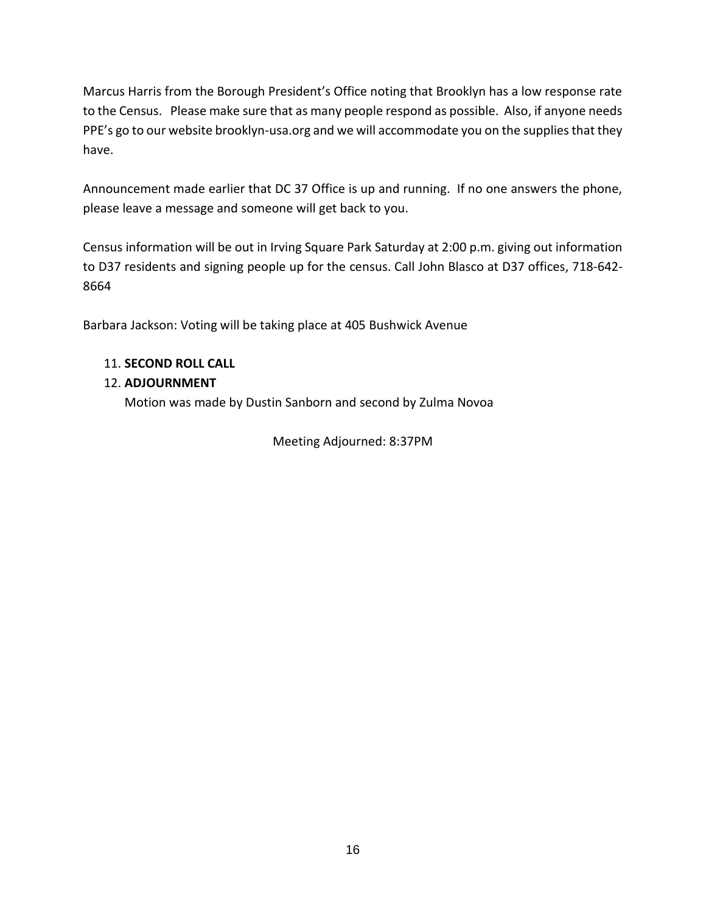Marcus Harris from the Borough President's Office noting that Brooklyn has a low response rate to the Census. Please make sure that as many people respond as possible. Also, if anyone needs PPE's go to our website brooklyn-usa.org and we will accommodate you on the supplies that they have.

Announcement made earlier that DC 37 Office is up and running. If no one answers the phone, please leave a message and someone will get back to you.

Census information will be out in Irving Square Park Saturday at 2:00 p.m. giving out information to D37 residents and signing people up for the census. Call John Blasco at D37 offices, 718-642-8664

Barbara Jackson: Voting will be taking place at 405 Bushwick Avenue

11. **SECOND ROLL CALL**
12. **ADJOURNMENT**

    Motion was made by Dustin Sanborn and second by Zulma Novoa

Meeting Adjourned: 8:37PM